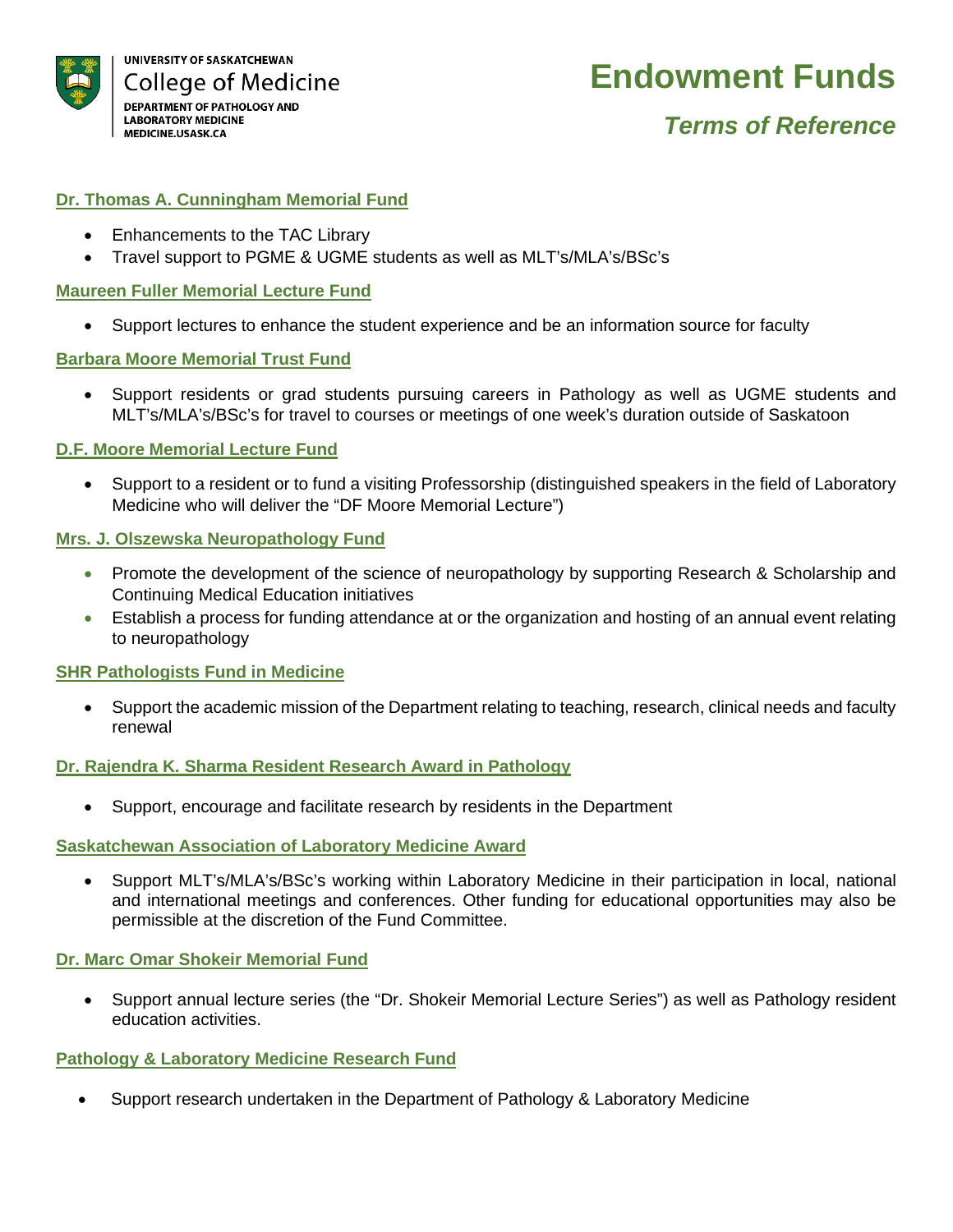UNIVERSITY OF SASKATCHEWAN
College of Medicine
DEPARTMENT OF PATHOLOGY AND LABORATORY MEDICINE
MEDICINE.USASK.CA

# Endowment Funds

## *Terms of Reference*

### Dr. Thomas A. Cunningham Memorial Fund

- Enhancements to the TAC Library
- Travel support to PGME & UGME students as well as MLT's/MLA's/BSc's

### Maureen Fuller Memorial Lecture Fund

- Support lectures to enhance the student experience and be an information source for faculty

### Barbara Moore Memorial Trust Fund

- Support residents or grad students pursuing careers in Pathology as well as UGME students and MLT's/MLA's/BSc's for travel to courses or meetings of one week's duration outside of Saskatoon

### D.F. Moore Memorial Lecture Fund

- Support to a resident or to fund a visiting Professorship (distinguished speakers in the field of Laboratory Medicine who will deliver the "DF Moore Memorial Lecture")

### Mrs. J. Olszewska Neuropathology Fund

- Promote the development of the science of neuropathology by supporting Research & Scholarship and Continuing Medical Education initiatives
- Establish a process for funding attendance at or the organization and hosting of an annual event relating to neuropathology

### SHR Pathologists Fund in Medicine

- Support the academic mission of the Department relating to teaching, research, clinical needs and faculty renewal

### Dr. Rajendra K. Sharma Resident Research Award in Pathology

- Support, encourage and facilitate research by residents in the Department

### Saskatchewan Association of Laboratory Medicine Award

- Support MLT's/MLA's/BSc's working within Laboratory Medicine in their participation in local, national and international meetings and conferences. Other funding for educational opportunities may also be permissible at the discretion of the Fund Committee.

### Dr. Marc Omar Shokeir Memorial Fund

- Support annual lecture series (the "Dr. Shokeir Memorial Lecture Series") as well as Pathology resident education activities.

### Pathology & Laboratory Medicine Research Fund

- Support research undertaken in the Department of Pathology & Laboratory Medicine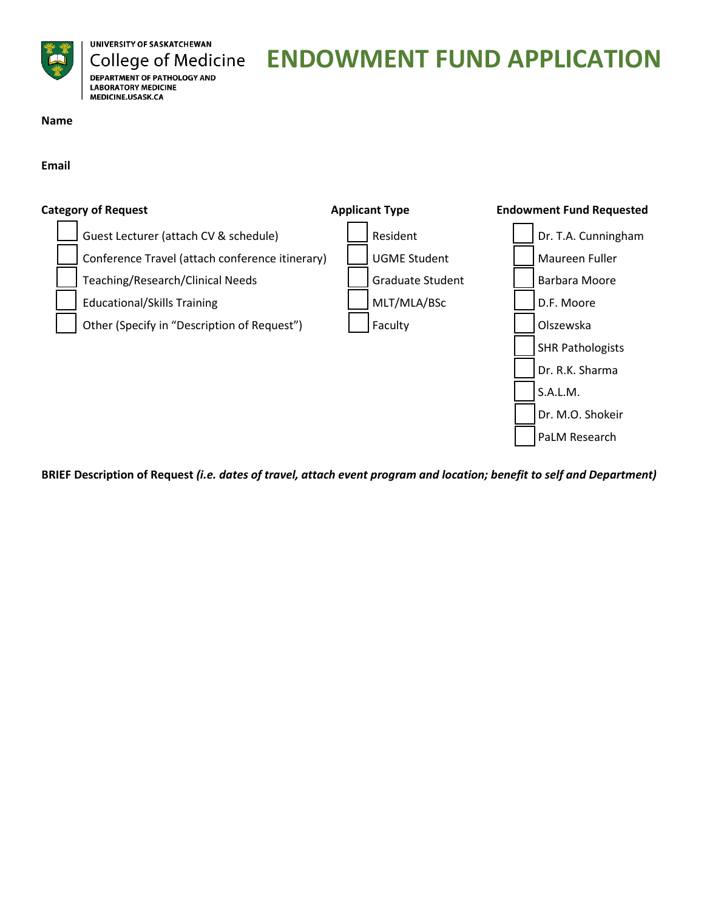UNIVERSITY OF SASKATCHEWAN
College of Medicine
DEPARTMENT OF PATHOLOGY AND LABORATORY MEDICINE
MEDICINE.USASK.CA

# ENDOWMENT FUND APPLICATION

**Name**

**Email**

**Category of Request**

- ☐ Guest Lecturer (attach CV & schedule)
- ☐ Conference Travel (attach conference itinerary)
- ☐ Teaching/Research/Clinical Needs
- ☐ Educational/Skills Training
- ☐ Other (Specify in "Description of Request")

**Applicant Type**

- ☐ Resident
- ☐ UGME Student
- ☐ Graduate Student
- ☐ MLT/MLA/BSc
- ☐ Faculty

**Endowment Fund Requested**

- ☐ Dr. T.A. Cunningham
- ☐ Maureen Fuller
- ☐ Barbara Moore
- ☐ D.F. Moore
- ☐ Olszewska
- ☐ SHR Pathologists
- ☐ Dr. R.K. Sharma
- ☐ S.A.L.M.
- ☐ Dr. M.O. Shokeir
- ☐ PaLM Research

**BRIEF Description of Request** ***(i.e. dates of travel, attach event program and location; benefit to self and Department)***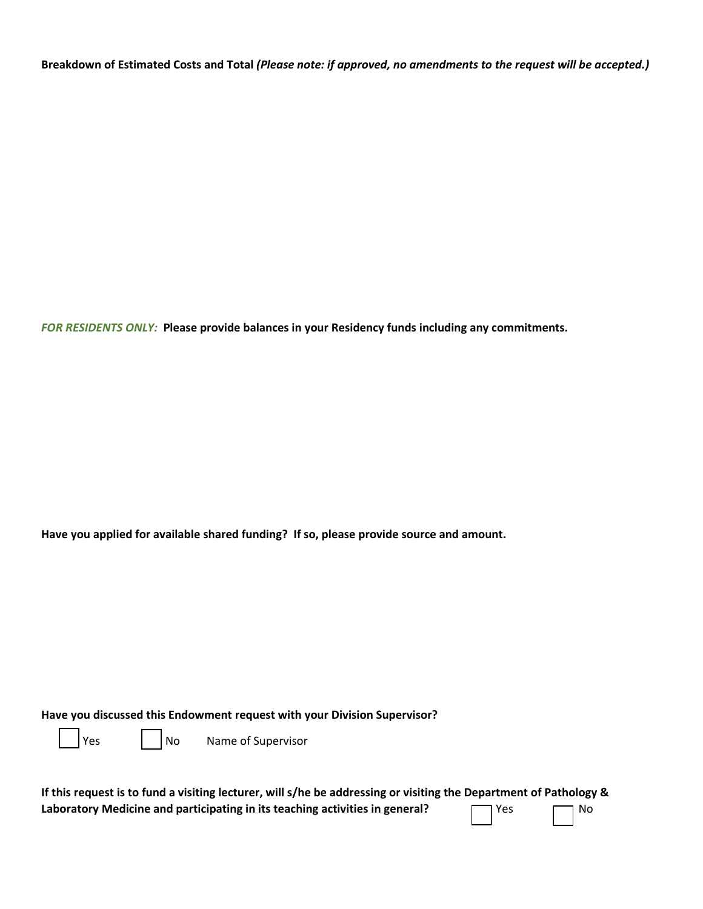**Breakdown of Estimated Costs and Total** ***(Please note: if approved, no amendments to the request will be accepted.)***

***FOR RESIDENTS ONLY:*** **Please provide balances in your Residency funds including any commitments.**

**Have you applied for available shared funding? If so, please provide source and amount.**

**Have you discussed this Endowment request with your Division Supervisor?**

☐ Yes ☐ No Name of Supervisor

**If this request is to fund a visiting lecturer, will s/he be addressing or visiting the Department of Pathology & Laboratory Medicine and participating in its teaching activities in general?** ☐ Yes ☐ No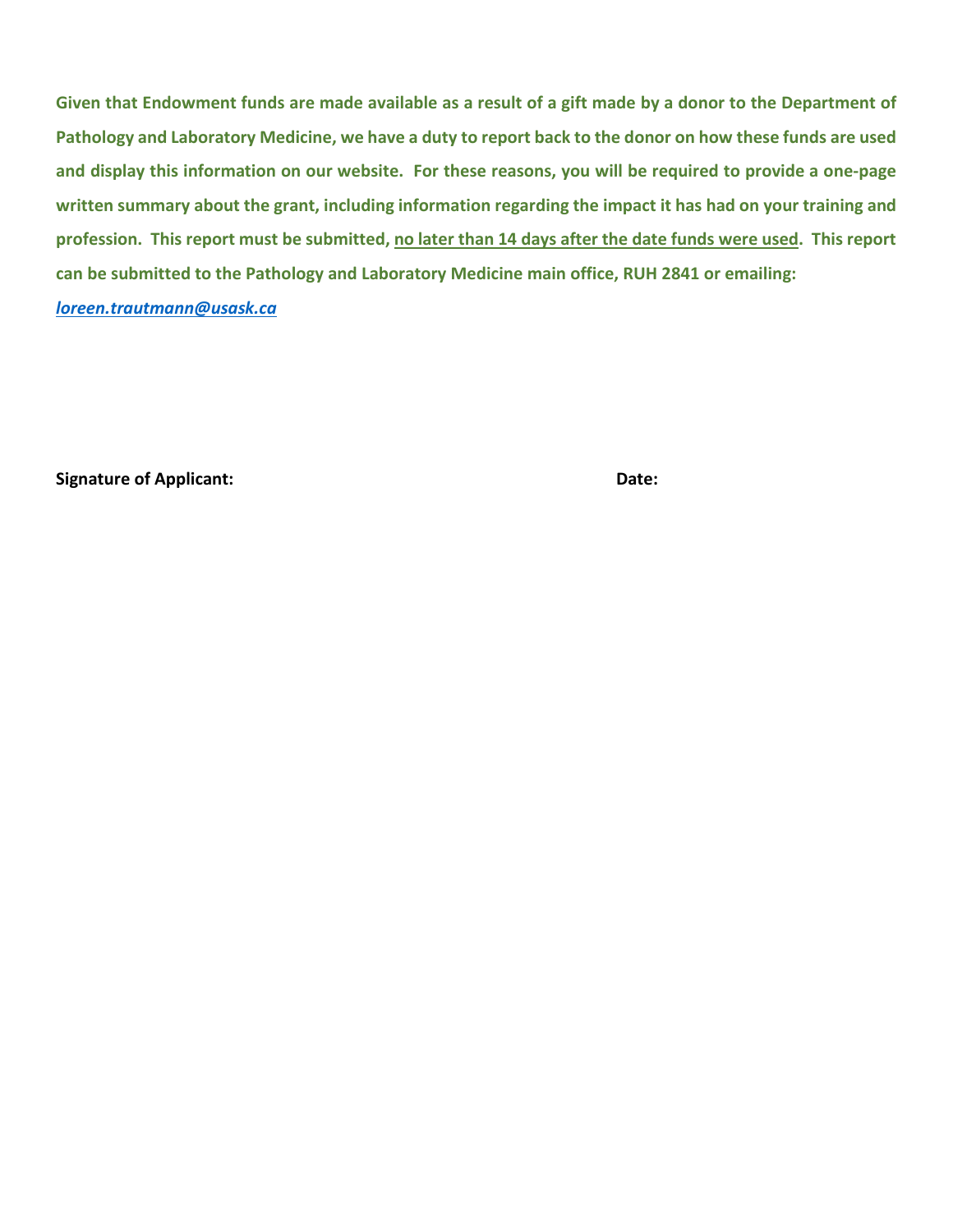**Given that Endowment funds are made available as a result of a gift made by a donor to the Department of Pathology and Laboratory Medicine, we have a duty to report back to the donor on how these funds are used and display this information on our website. For these reasons, you will be required to provide a one-page written summary about the grant, including information regarding the impact it has had on your training and profession. This report must be submitted, <u>no later than 14 days after the date funds were used</u>. This report can be submitted to the Pathology and Laboratory Medicine main office, RUH 2841 or emailing:** ***loreen.trautmann@usask.ca***

**Signature of Applicant:** **Date:**